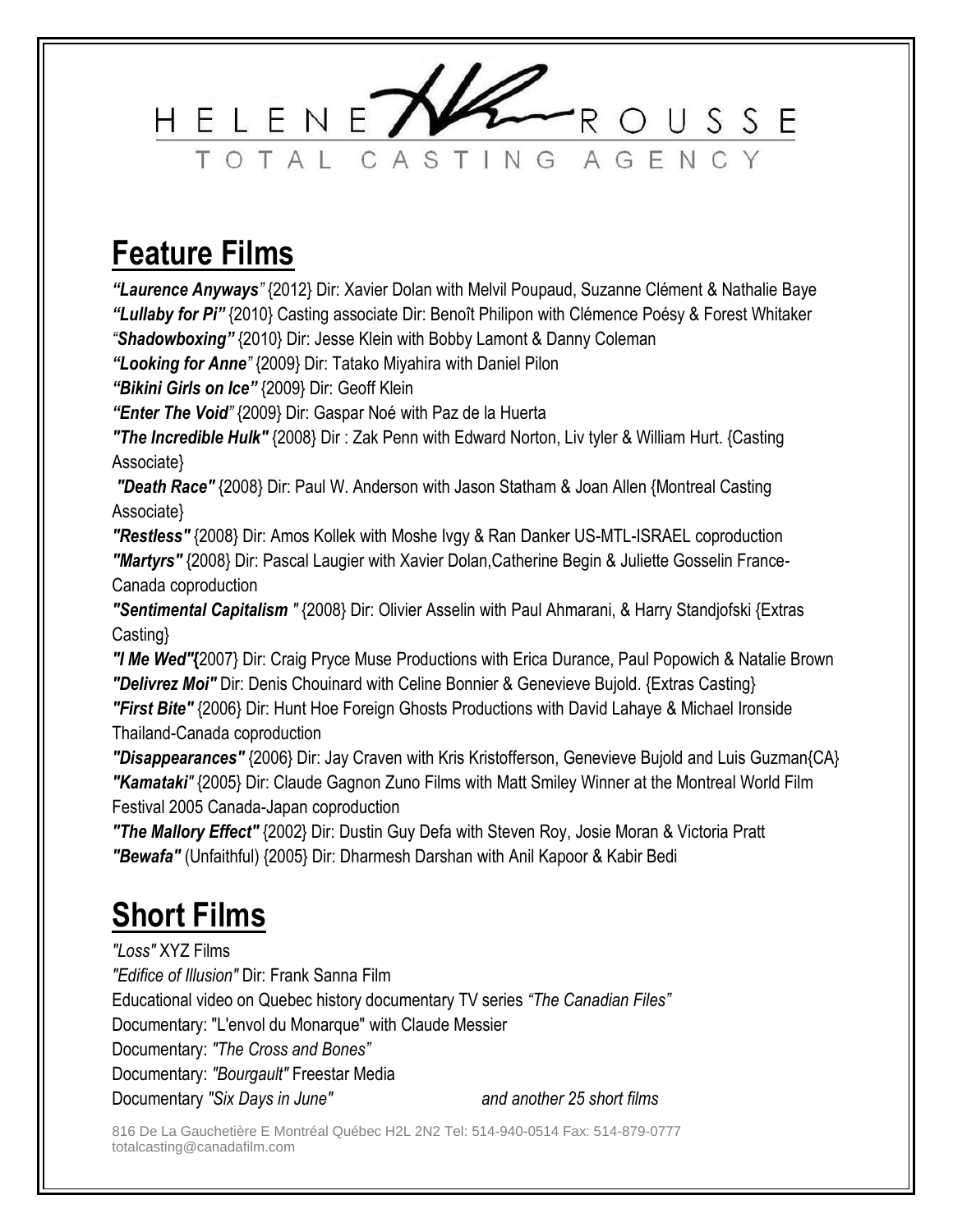HELENE ROUSSE

TOTAL CASTING AGENCY

# Feature Films

***"Laurence Anyways"*** {2012} Dir: Xavier Dolan with Melvil Poupaud, Suzanne Clément & Nathalie Baye
***"Lullaby for Pi"*** {2010} Casting associate Dir: Benoît Philipon with Clémence Poésy & Forest Whitaker
***"Shadowboxing"*** {2010} Dir: Jesse Klein with Bobby Lamont & Danny Coleman
***"Looking for Anne"*** {2009} Dir: Tatako Miyahira with Daniel Pilon
***"Bikini Girls on Ice"*** {2009} Dir: Geoff Klein
***"Enter The Void"*** {2009} Dir: Gaspar Noé with Paz de la Huerta
***"The Incredible Hulk"*** {2008} Dir : Zak Penn with Edward Norton, Liv tyler & William Hurt. {Casting Associate}
***"Death Race"*** {2008} Dir: Paul W. Anderson with Jason Statham & Joan Allen {Montreal Casting Associate}
***"Restless"*** {2008} Dir: Amos Kollek with Moshe Ivgy & Ran Danker US-MTL-ISRAEL coproduction
***"Martyrs"*** {2008} Dir: Pascal Laugier with Xavier Dolan,Catherine Begin & Juliette Gosselin France-Canada coproduction
***"Sentimental Capitalism "*** {2008} Dir: Olivier Asselin with Paul Ahmarani, & Harry Standjofski {Extras Casting}
***"I Me Wed"{***2007} Dir: Craig Pryce Muse Productions with Erica Durance, Paul Popowich & Natalie Brown
***"Delivrez Moi"*** Dir: Denis Chouinard with Celine Bonnier & Genevieve Bujold. {Extras Casting}
***"First Bite"*** {2006} Dir: Hunt Hoe Foreign Ghosts Productions with David Lahaye & Michael Ironside Thailand-Canada coproduction
***"Disappearances"*** {2006} Dir: Jay Craven with Kris Kristofferson, Genevieve Bujold and Luis Guzman{CA}
***"Kamataki"*** {2005} Dir: Claude Gagnon Zuno Films with Matt Smiley Winner at the Montreal World Film Festival 2005 Canada-Japan coproduction
***"The Mallory Effect"*** {2002} Dir: Dustin Guy Defa with Steven Roy, Josie Moran & Victoria Pratt
***"Bewafa"*** (Unfaithful) {2005} Dir: Dharmesh Darshan with Anil Kapoor & Kabir Bedi

# Short Films

*"Loss"* XYZ Films
*"Edifice of Illusion"* Dir: Frank Sanna Film
Educational video on Quebec history documentary TV series *"The Canadian Files"*
Documentary: "L'envol du Monarque" with Claude Messier
Documentary: *"The Cross and Bones"*
Documentary: *"Bourgault"* Freestar Media
Documentary *"Six Days in June"* *and another 25 short films*

816 De La Gauchetière E Montréal Québec H2L 2N2 Tel: 514-940-0514 Fax: 514-879-0777
totalcasting@canadafilm.com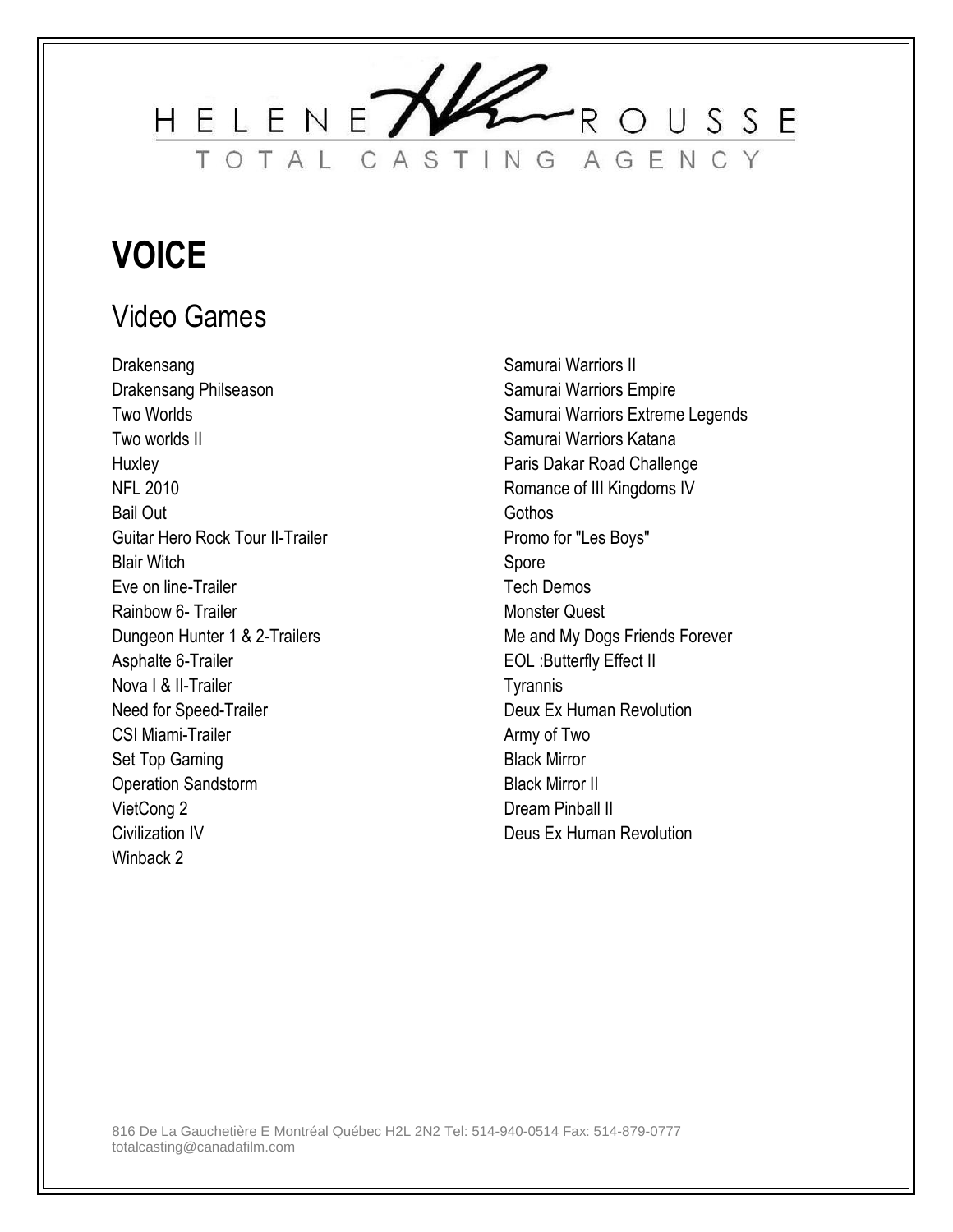HELENE ROUSSE

TOTAL CASTING AGENCY

# VOICE

## Video Games

- Drakensang
- Drakensang Philseason
- Two Worlds
- Two worlds II
- Huxley
- NFL 2010
- Bail Out
- Guitar Hero Rock Tour II-Trailer
- Blair Witch
- Eve on line-Trailer
- Rainbow 6- Trailer
- Dungeon Hunter 1 & 2-Trailers
- Asphalte 6-Trailer
- Nova I & II-Trailer
- Need for Speed-Trailer
- CSI Miami-Trailer
- Set Top Gaming
- Operation Sandstorm
- VietCong 2
- Civilization IV
- Winback 2
- Samurai Warriors II
- Samurai Warriors Empire
- Samurai Warriors Extreme Legends
- Samurai Warriors Katana
- Paris Dakar Road Challenge
- Romance of III Kingdoms IV
- Gothos
- Promo for "Les Boys"
- Spore
- Tech Demos
- Monster Quest
- Me and My Dogs Friends Forever
- EOL :Butterfly Effect II
- Tyrannis
- Deux Ex Human Revolution
- Army of Two
- Black Mirror
- Black Mirror II
- Dream Pinball II
- Deus Ex Human Revolution

816 De La Gauchetière E Montréal Québec H2L 2N2 Tel: 514-940-0514 Fax: 514-879-0777
totalcasting@canadafilm.com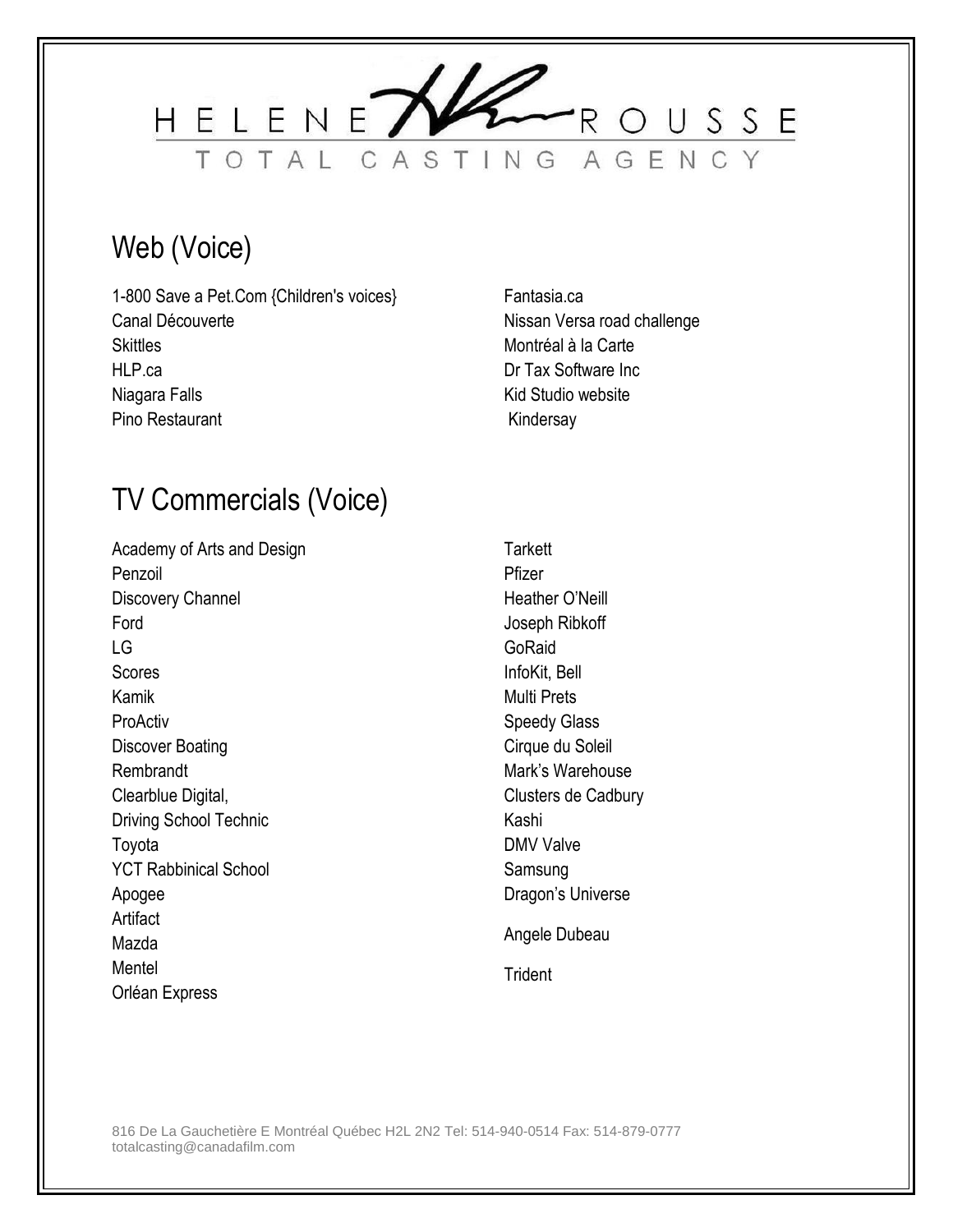HELENE ROUSSE

TOTAL CASTING AGENCY

## Web (Voice)

1-800 Save a Pet.Com {Children's voices}
Canal Découverte
Skittles
HLP.ca
Niagara Falls
Pino Restaurant
Fantasia.ca
Nissan Versa road challenge
Montréal à la Carte
Dr Tax Software Inc
Kid Studio website
Kindersay

## TV Commercials (Voice)

Academy of Arts and Design
Penzoil
Discovery Channel
Ford
LG
Scores
Kamik
ProActiv
Discover Boating
Rembrandt
Clearblue Digital,
Driving School Technic
Toyota
YCT Rabbinical School
Apogee
Artifact
Mazda
Mentel
Orléan Express
Tarkett
Pfizer
Heather O'Neill
Joseph Ribkoff
GoRaid
InfoKit, Bell
Multi Prets
Speedy Glass
Cirque du Soleil
Mark's Warehouse
Clusters de Cadbury
Kashi
DMV Valve
Samsung
Dragon's Universe
Angele Dubeau
Trident

816 De La Gauchetière E Montréal Québec H2L 2N2 Tel: 514-940-0514 Fax: 514-879-0777
totalcasting@canadafilm.com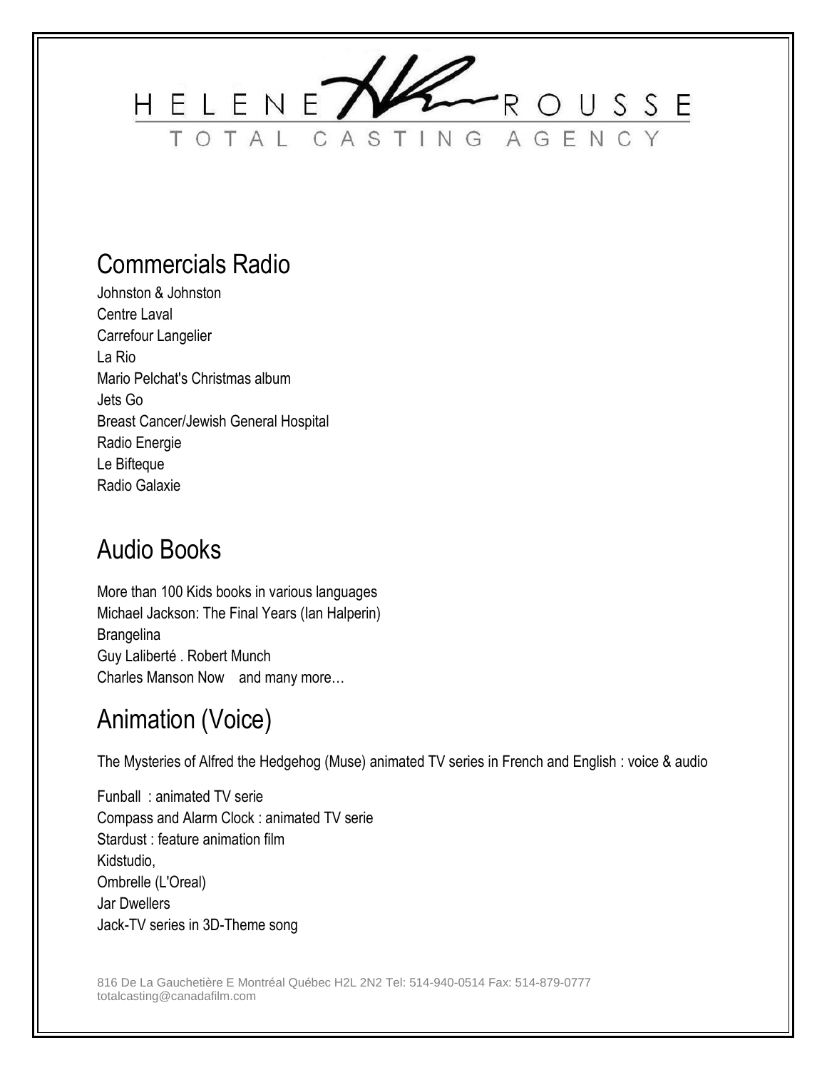## Commercials Radio

Johnston & Johnston
Centre Laval
Carrefour Langelier
La Rio
Mario Pelchat's Christmas album
Jets Go
Breast Cancer/Jewish General Hospital
Radio Energie
Le Bifteque
Radio Galaxie

## Audio Books

More than 100 Kids books in various languages
Michael Jackson: The Final Years (Ian Halperin)
Brangelina
Guy Laliberté . Robert Munch
Charles Manson Now and many more…

## Animation (Voice)

The Mysteries of Alfred the Hedgehog (Muse) animated TV series in French and English : voice & audio

Funball : animated TV serie
Compass and Alarm Clock : animated TV serie
Stardust : feature animation film
Kidstudio,
Ombrelle (L'Oreal)
Jar Dwellers
Jack-TV series in 3D-Theme song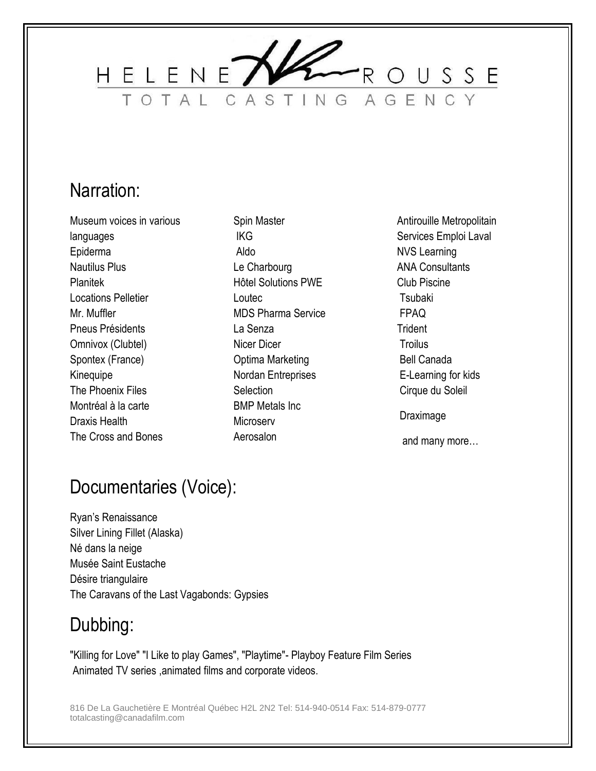HELENE ROUSSE

TOTAL CASTING AGENCY

## Narration:

- Museum voices in various languages
- Epiderma
- Nautilus Plus
- Planitek
- Locations Pelletier
- Mr. Muffler
- Pneus Présidents
- Omnivox (Clubtel)
- Spontex (France)
- Kinequipe
- The Phoenix Files
- Montréal à la carte
- Draxis Health
- The Cross and Bones
- Spin Master
- IKG
- Aldo
- Le Charbourg
- Hôtel Solutions PWE
- Loutec
- MDS Pharma Service
- La Senza
- Nicer Dicer
- Optima Marketing
- Nordan Entreprises
- Selection
- BMP Metals Inc
- Microserv
- Aerosalon
- Antirouille Metropolitain
- Services Emploi Laval
- NVS Learning
- ANA Consultants
- Club Piscine
- Tsubaki
- FPAQ
- Trident
- Troilus
- Bell Canada
- E-Learning for kids
- Cirque du Soleil
- Draximage
- and many more…

## Documentaries (Voice):

- Ryan's Renaissance
- Silver Lining Fillet (Alaska)
- Né dans la neige
- Musée Saint Eustache
- Désire triangulaire
- The Caravans of the Last Vagabonds: Gypsies

## Dubbing:

"Killing for Love" "I Like to play Games", "Playtime"- Playboy Feature Film Series
Animated TV series ,animated films and corporate videos.

816 De La Gauchetière E Montréal Québec H2L 2N2 Tel: 514-940-0514 Fax: 514-879-0777
totalcasting@canadafilm.com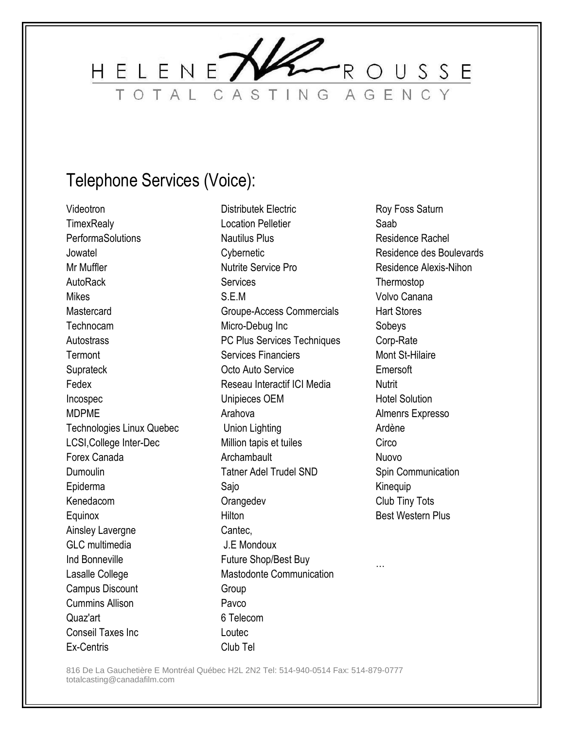HELENE ROUSSE

TOTAL CASTING AGENCY

## Telephone Services (Voice):

Videotron
TimexRealy
PerformaSolutions
Jowatel
Mr Muffler
AutoRack
Mikes
Mastercard
Technocam
Autostrass
Termont
Suprateck
Fedex
Incospec
MDPME
Technologies Linux Quebec
LCSI,College Inter-Dec
Forex Canada
Dumoulin
Epiderma
Kenedacom
Equinox
Ainsley Lavergne
GLC multimedia
Ind Bonneville
Lasalle College
Campus Discount
Cummins Allison
Quaz'art
Conseil Taxes Inc
Ex-Centris
Distributek Electric
Location Pelletier
Nautilus Plus
Cybernetic
Nutrite Service Pro
Services
S.E.M
Groupe-Access Commercials
Micro-Debug Inc
PC Plus Services Techniques
Services Financiers
Octo Auto Service
Reseau Interactif ICI Media
Unipieces OEM
Arahova
Union Lighting
Million tapis et tuiles
Archambault
Tatner Adel Trudel SND
Sajo
Orangedev
Hilton
Cantec,
J.E Mondoux
Future Shop/Best Buy
Mastodonte Communication
Group
Pavco
6 Telecom
Loutec
Club Tel
Roy Foss Saturn
Saab
Residence Rachel
Residence des Boulevards
Residence Alexis-Nihon
Thermostop
Volvo Canana
Hart Stores
Sobeys
Corp-Rate
Mont St-Hilaire
Emersoft
Nutrit
Hotel Solution
Almenrs Expresso
Ardène
Circo
Nuovo
Spin Communication
Kinequip
Club Tiny Tots
Best Western Plus

…

816 De La Gauchetière E Montréal Québec H2L 2N2 Tel: 514-940-0514 Fax: 514-879-0777
totalcasting@canadafilm.com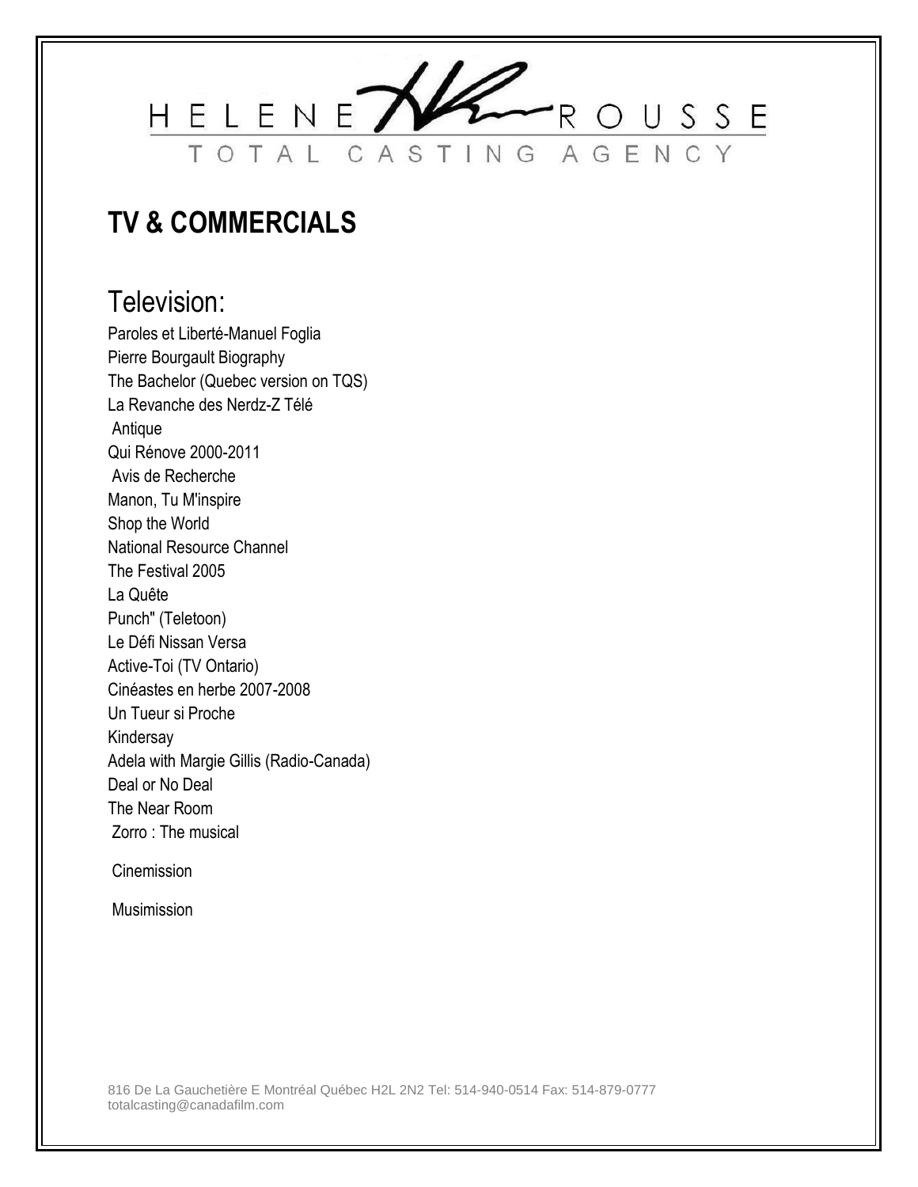HELENE ROUSSE

TOTAL CASTING AGENCY

# TV & COMMERCIALS

## Television:

Paroles et Liberté-Manuel Foglia
Pierre Bourgault Biography
The Bachelor (Quebec version on TQS)
La Revanche des Nerdz-Z Télé
Antique
Qui Rénove 2000-2011
Avis de Recherche
Manon, Tu M'inspire
Shop the World
National Resource Channel
The Festival 2005
La Quête
Punch" (Teletoon)
Le Défi Nissan Versa
Active-Toi (TV Ontario)
Cinéastes en herbe 2007-2008
Un Tueur si Proche
Kindersay
Adela with Margie Gillis (Radio-Canada)
Deal or No Deal
The Near Room
Zorro : The musical

Cinemission

Musimission

816 De La Gauchetière E Montréal Québec H2L 2N2 Tel: 514-940-0514 Fax: 514-879-0777
totalcasting@canadafilm.com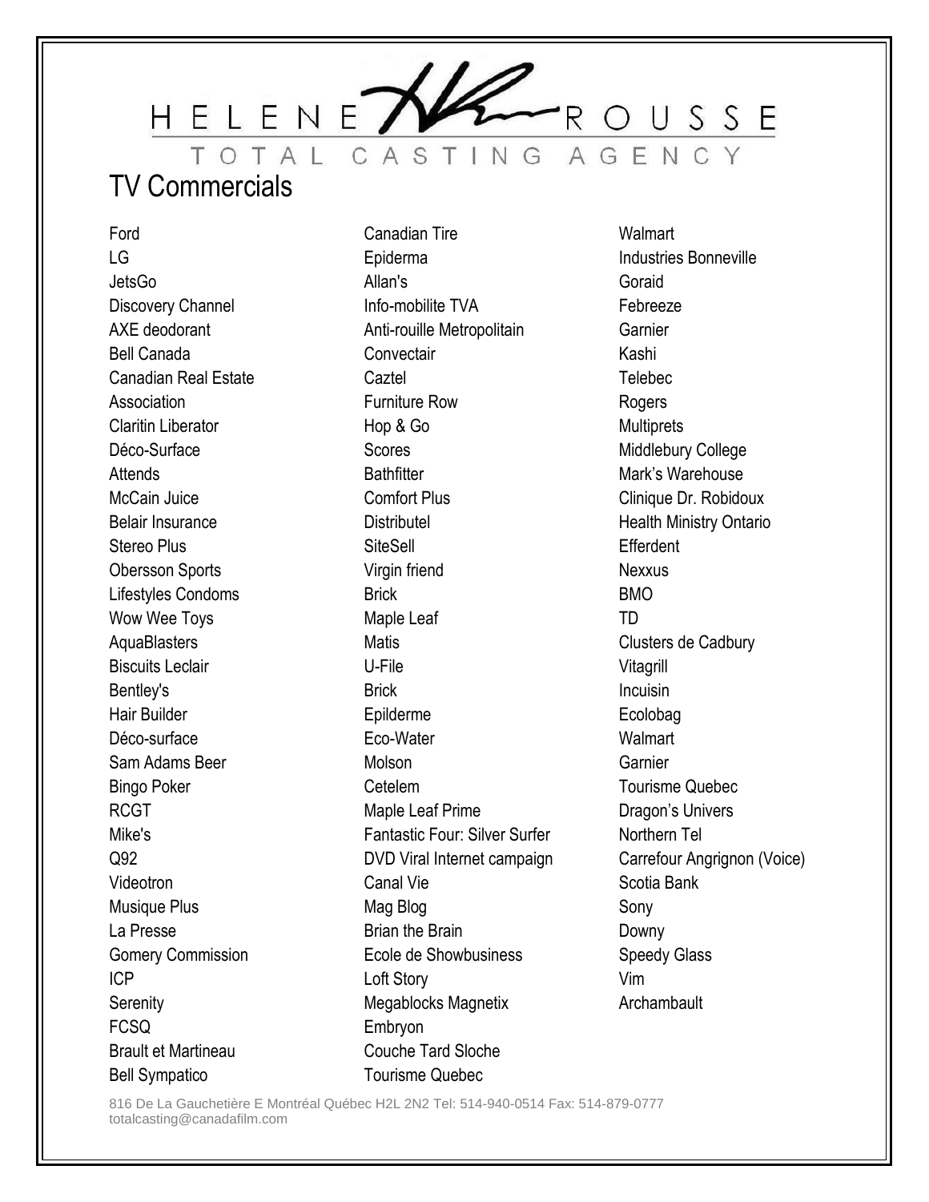HELENE ROUSSE
TOTAL CASTING AGENCY

# TV Commercials

Ford
LG
JetsGo
Discovery Channel
AXE deodorant
Bell Canada
Canadian Real Estate Association
Claritin Liberator
Déco-Surface
Attends
McCain Juice
Belair Insurance
Stereo Plus
Obersson Sports
Lifestyles Condoms
Wow Wee Toys
AquaBlasters
Biscuits Leclair
Bentley's
Hair Builder
Déco-surface
Sam Adams Beer
Bingo Poker
RCGT
Mike's
Q92
Videotron
Musique Plus
La Presse
Gomery Commission
ICP
Serenity
FCSQ
Brault et Martineau
Bell Sympatico
Canadian Tire
Epiderma
Allan's
Info-mobilite TVA
Anti-rouille Metropolitain
Convectair
Caztel
Furniture Row
Hop & Go
Scores
Bathfitter
Comfort Plus
Distributel
SiteSell
Virgin friend
Brick
Maple Leaf
Matis
U-File
Brick
Epilderme
Eco-Water
Molson
Cetelem
Maple Leaf Prime
Fantastic Four: Silver Surfer DVD Viral Internet campaign
Canal Vie
Mag Blog
Brian the Brain
Ecole de Showbusiness
Loft Story
Megablocks Magnetix
Embryon
Couche Tard Sloche
Tourisme Quebec
Walmart
Industries Bonneville
Goraid
Febreeze
Garnier
Kashi
Telebec
Rogers
Multiprets
Middlebury College
Mark's Warehouse
Clinique Dr. Robidoux
Health Ministry Ontario
Efferdent
Nexxus
BMO
TD
Clusters de Cadbury
Vitagrill
Incuisin
Ecolobag
Walmart
Garnier
Tourisme Quebec
Dragon's Univers
Northern Tel
Carrefour Angrignon (Voice)
Scotia Bank
Sony
Downy
Speedy Glass
Vim
Archambault

816 De La Gauchetière E Montréal Québec H2L 2N2 Tel: 514-940-0514 Fax: 514-879-0777
totalcasting@canadafilm.com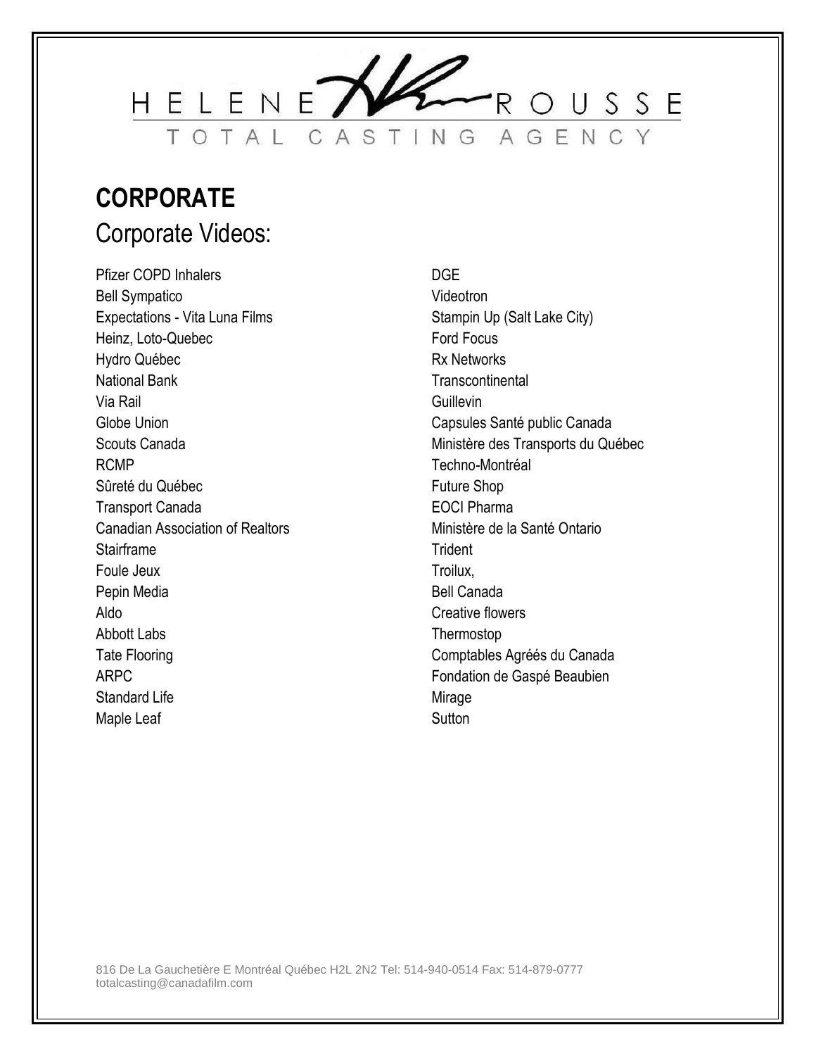HELENE ROUSSE

TOTAL CASTING AGENCY

# CORPORATE

## Corporate Videos:

Pfizer COPD Inhalers
Bell Sympatico
Expectations - Vita Luna Films
Heinz, Loto-Quebec
Hydro Québec
National Bank
Via Rail
Globe Union
Scouts Canada
RCMP
Sûreté du Québec
Transport Canada
Canadian Association of Realtors
Stairframe
Foule Jeux
Pepin Media
Aldo
Abbott Labs
Tate Flooring
ARPC
Standard Life
Maple Leaf
DGE
Videotron
Stampin Up (Salt Lake City)
Ford Focus
Rx Networks
Transcontinental
Guillevin
Capsules Santé public Canada
Ministère des Transports du Québec
Techno-Montréal
Future Shop
EOCI Pharma
Ministère de la Santé Ontario
Trident
Troilux,
Bell Canada
Creative flowers
Thermostop
Comptables Agréés du Canada
Fondation de Gaspé Beaubien
Mirage
Sutton

816 De La Gauchetière E Montréal Québec H2L 2N2 Tel: 514-940-0514 Fax: 514-879-0777
totalcasting@canadafilm.com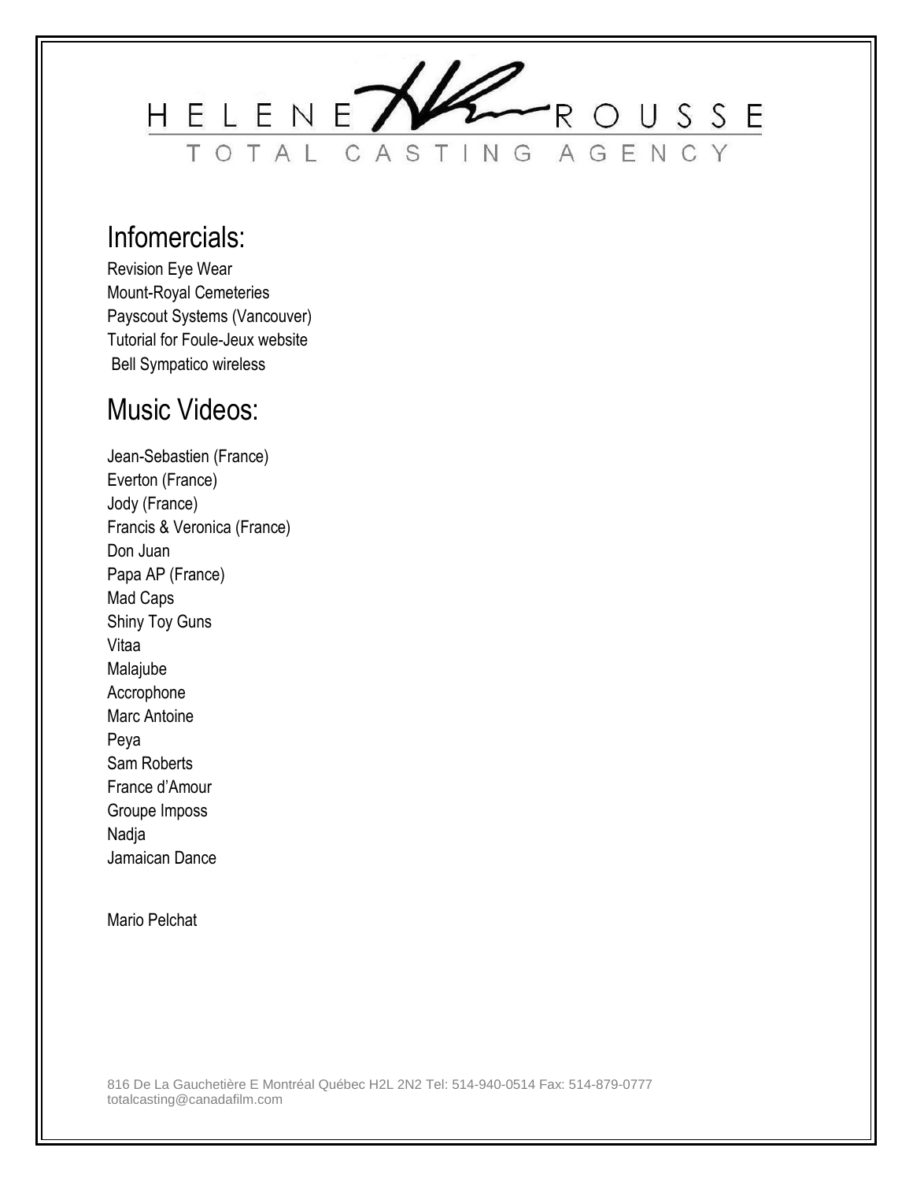HELENE ROUSSE
TOTAL CASTING AGENCY

## Infomercials:

Revision Eye Wear
Mount-Royal Cemeteries
Payscout Systems (Vancouver)
Tutorial for Foule-Jeux website
Bell Sympatico wireless

## Music Videos:

Jean-Sebastien (France)
Everton (France)
Jody (France)
Francis & Veronica (France)
Don Juan
Papa AP (France)
Mad Caps
Shiny Toy Guns
Vitaa
Malajube
Accrophone
Marc Antoine
Peya
Sam Roberts
France d'Amour
Groupe Imposs
Nadja
Jamaican Dance

Mario Pelchat

816 De La Gauchetière E Montréal Québec H2L 2N2 Tel: 514-940-0514 Fax: 514-879-0777
totalcasting@canadafilm.com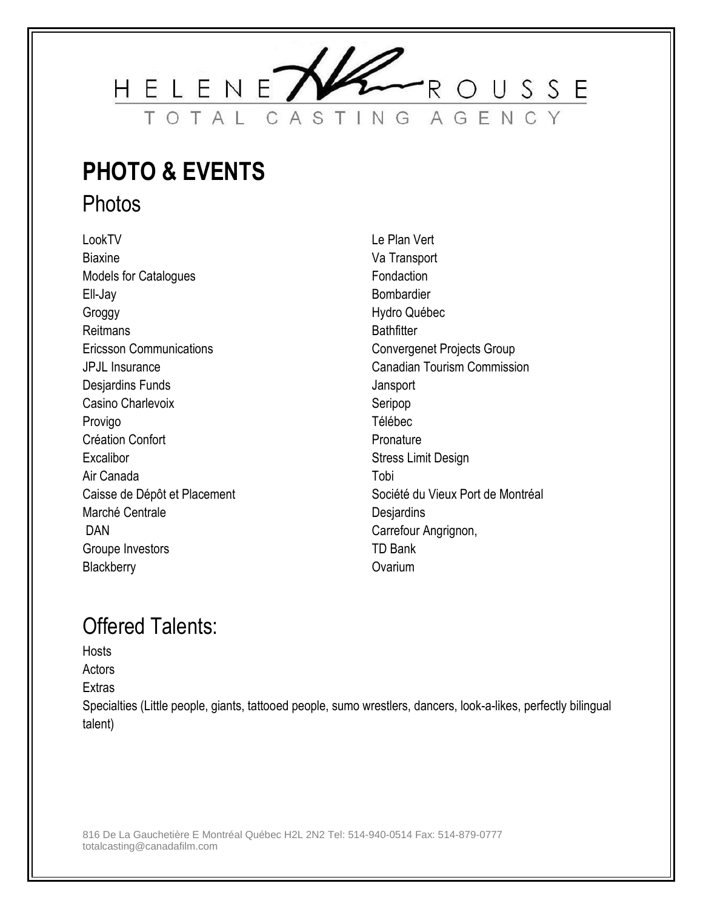HELENE ROUSSE
TOTAL CASTING AGENCY

# PHOTO & EVENTS

## Photos

LookTV
Biaxine
Models for Catalogues
Ell-Jay
Groggy
Reitmans
Ericsson Communications
JPJL Insurance
Desjardins Funds
Casino Charlevoix
Provigo
Création Confort
Excalibor
Air Canada
Caisse de Dépôt et Placement
Marché Centrale
DAN
Groupe Investors
Blackberry
Le Plan Vert
Va Transport
Fondaction
Bombardier
Hydro Québec
Bathfitter
Convergenet Projects Group
Canadian Tourism Commission
Jansport
Seripop
Télébec
Pronature
Stress Limit Design
Tobi
Société du Vieux Port de Montréal
Desjardins
Carrefour Angrignon,
TD Bank
Ovarium

## Offered Talents:

Hosts
Actors
Extras
Specialties (Little people, giants, tattooed people, sumo wrestlers, dancers, look-a-likes, perfectly bilingual talent)

816 De La Gauchetière E Montréal Québec H2L 2N2 Tel: 514-940-0514 Fax: 514-879-0777
totalcasting@canadafilm.com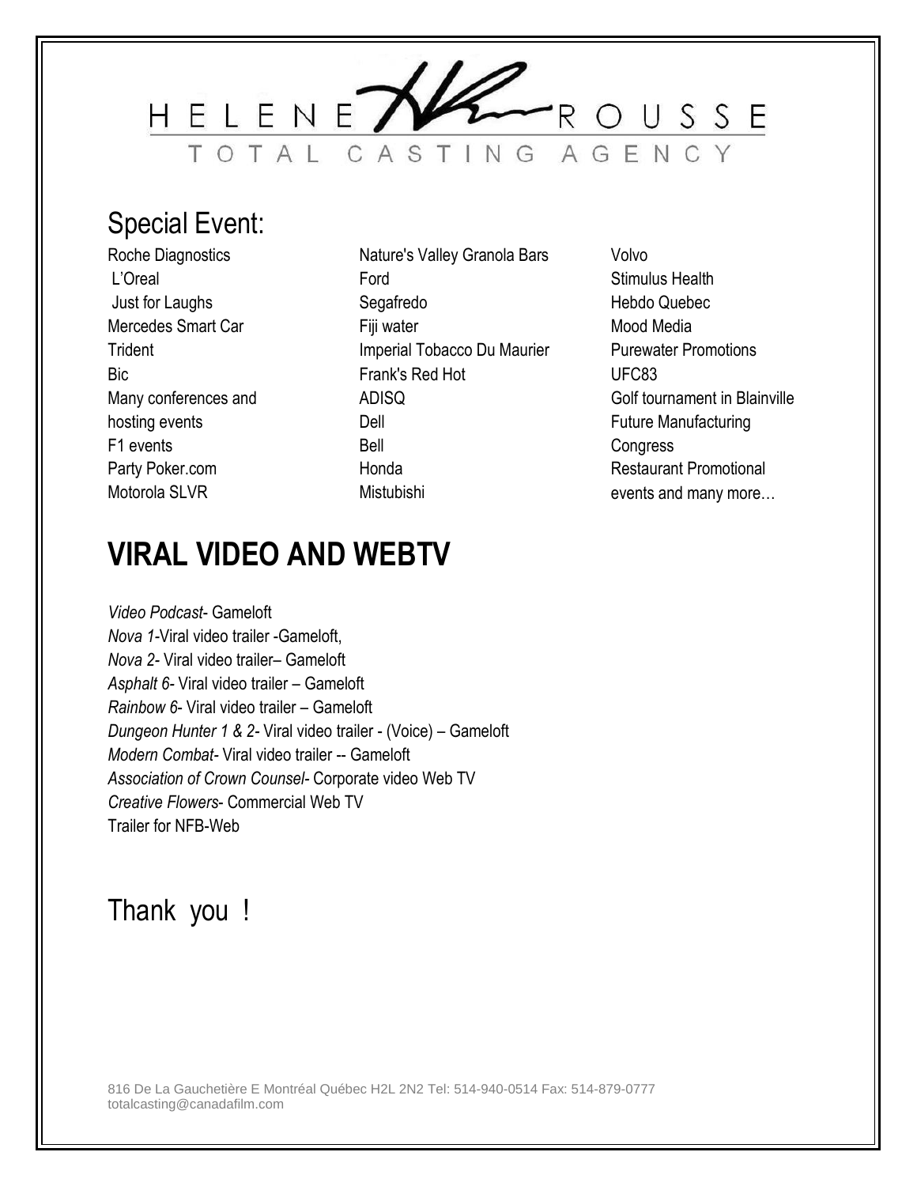HELENE ROUSSE

TOTAL CASTING AGENCY

## Special Event:

Roche Diagnostics
L'Oreal
Just for Laughs
Mercedes Smart Car
Trident
Bic
Many conferences and hosting events
F1 events
Party Poker.com
Motorola SLVR
Nature's Valley Granola Bars
Ford
Segafredo
Fiji water
Imperial Tobacco Du Maurier
Frank's Red Hot
ADISQ
Dell
Bell
Honda
Mistubishi
Volvo
Stimulus Health
Hebdo Quebec
Mood Media
Purewater Promotions
UFC83
Golf tournament in Blainville
Future Manufacturing Congress
Restaurant Promotional events and many more…

# VIRAL VIDEO AND WEBTV

*Video Podcast*- Gameloft
*Nova 1*-Viral video trailer -Gameloft,
*Nova 2*- Viral video trailer– Gameloft
*Asphalt 6*- Viral video trailer – Gameloft
*Rainbow 6*- Viral video trailer – Gameloft
*Dungeon Hunter 1 & 2*- Viral video trailer - (Voice) – Gameloft
*Modern Combat*- Viral video trailer -- Gameloft
*Association of Crown Counsel*- Corporate video Web TV
*Creative Flowers*- Commercial Web TV
Trailer for NFB-Web

## Thank you !

816 De La Gauchetière E Montréal Québec H2L 2N2 Tel: 514-940-0514 Fax: 514-879-0777
totalcasting@canadafilm.com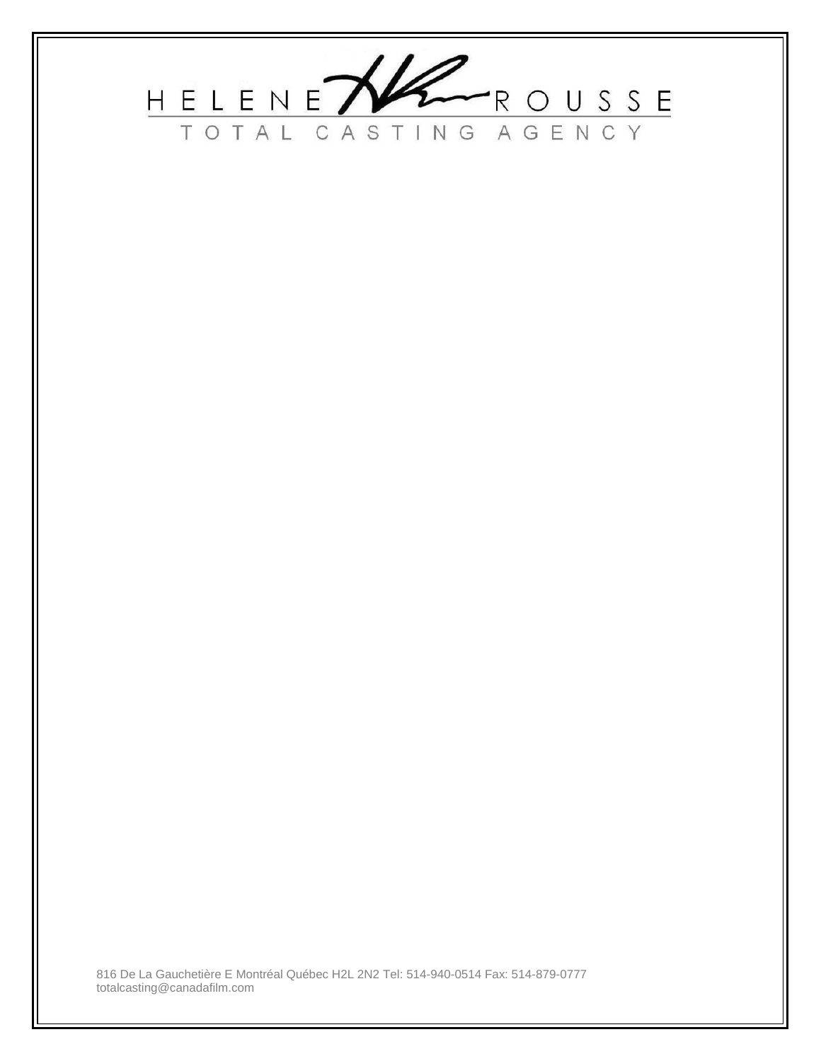HELENE ROUSSE

TOTAL CASTING AGENCY

816 De La Gauchetière E Montréal Québec H2L 2N2 Tel: 514-940-0514 Fax: 514-879-0777
totalcasting@canadafilm.com